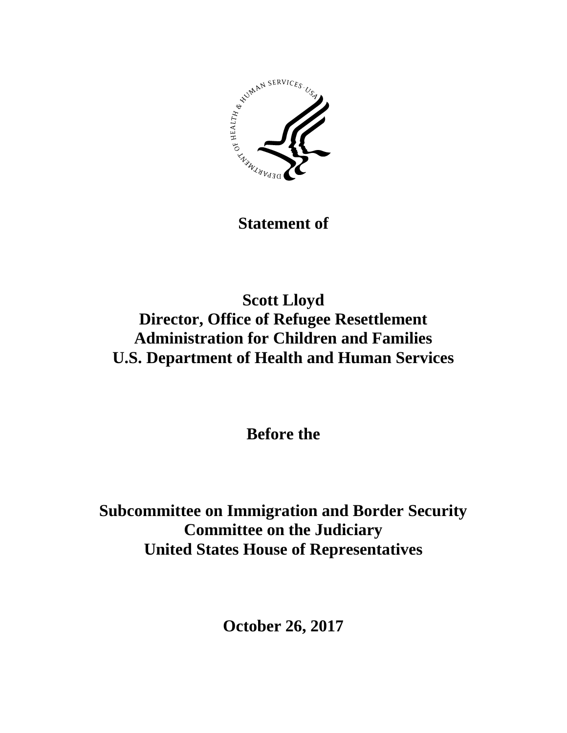**Statement of**

**Scott Lloyd**
**Director, Office of Refugee Resettlement**
**Administration for Children and Families**
**U.S. Department of Health and Human Services**

**Before the**

**Subcommittee on Immigration and Border Security**
**Committee on the Judiciary**
**United States House of Representatives**

**October 26, 2017**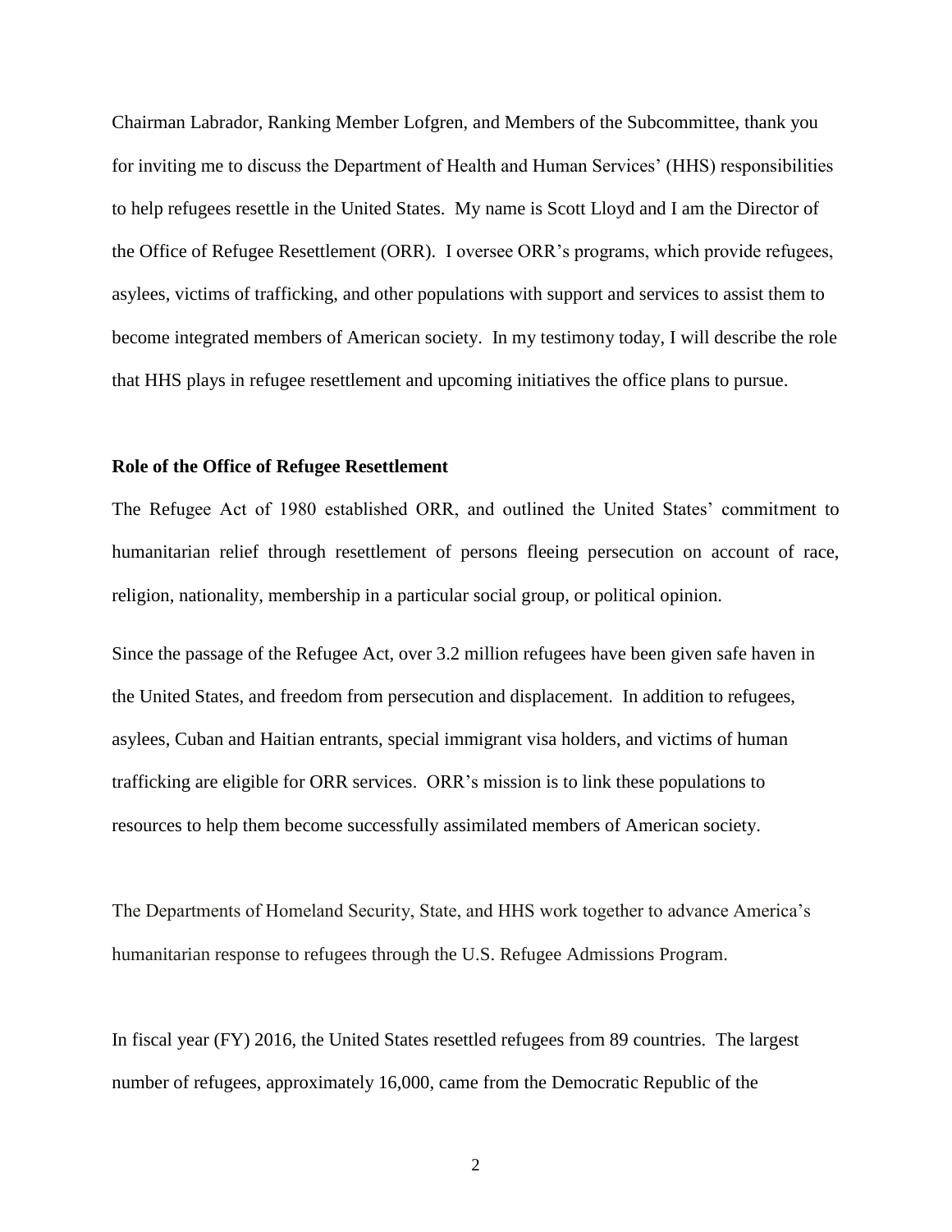Chairman Labrador, Ranking Member Lofgren, and Members of the Subcommittee, thank you for inviting me to discuss the Department of Health and Human Services' (HHS) responsibilities to help refugees resettle in the United States. My name is Scott Lloyd and I am the Director of the Office of Refugee Resettlement (ORR). I oversee ORR's programs, which provide refugees, asylees, victims of trafficking, and other populations with support and services to assist them to become integrated members of American society. In my testimony today, I will describe the role that HHS plays in refugee resettlement and upcoming initiatives the office plans to pursue.

**Role of the Office of Refugee Resettlement**

The Refugee Act of 1980 established ORR, and outlined the United States' commitment to humanitarian relief through resettlement of persons fleeing persecution on account of race, religion, nationality, membership in a particular social group, or political opinion.

Since the passage of the Refugee Act, over 3.2 million refugees have been given safe haven in the United States, and freedom from persecution and displacement. In addition to refugees, asylees, Cuban and Haitian entrants, special immigrant visa holders, and victims of human trafficking are eligible for ORR services. ORR's mission is to link these populations to resources to help them become successfully assimilated members of American society.

The Departments of Homeland Security, State, and HHS work together to advance America's humanitarian response to refugees through the U.S. Refugee Admissions Program.

In fiscal year (FY) 2016, the United States resettled refugees from 89 countries. The largest number of refugees, approximately 16,000, came from the Democratic Republic of the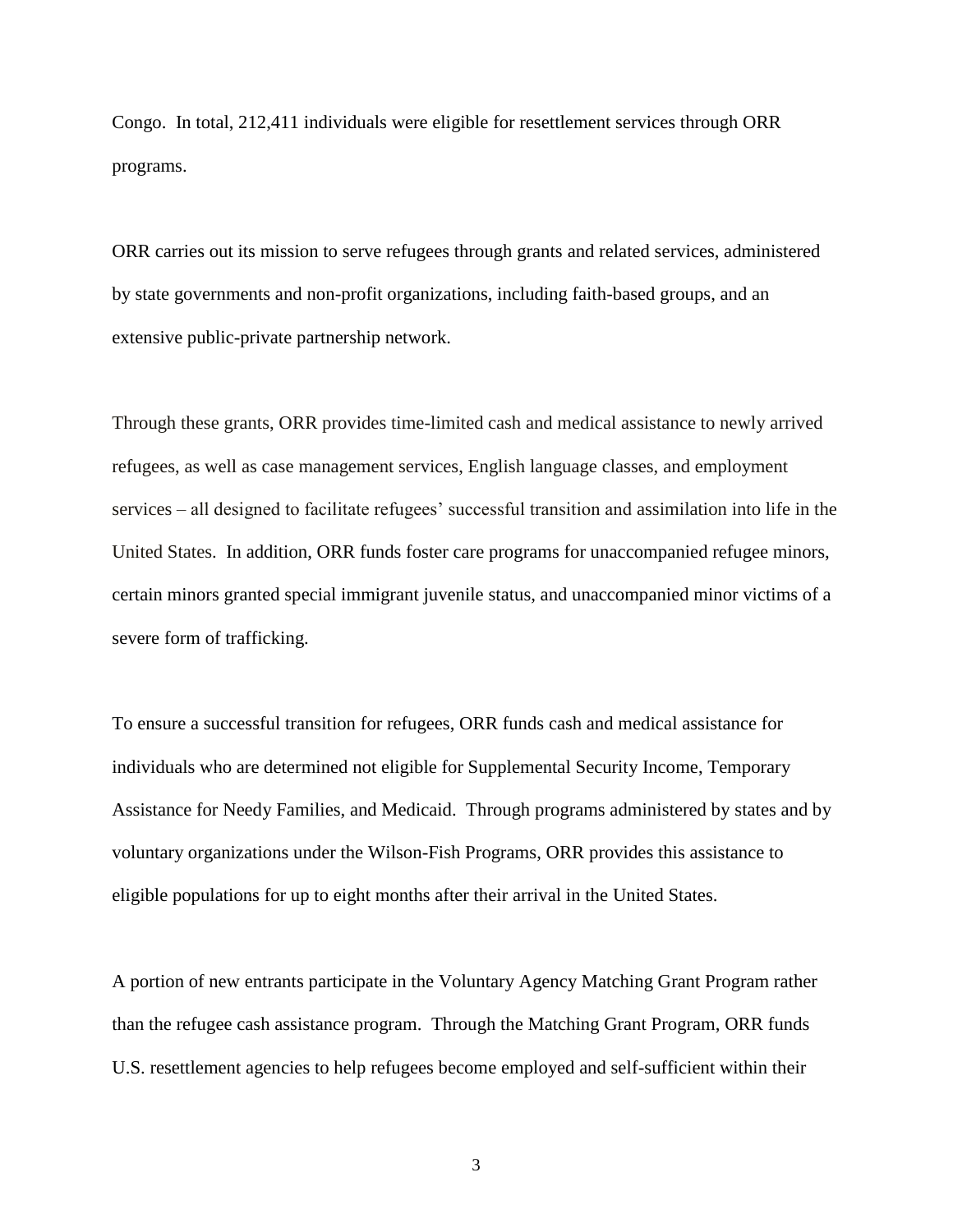Congo. In total, 212,411 individuals were eligible for resettlement services through ORR programs.

ORR carries out its mission to serve refugees through grants and related services, administered by state governments and non-profit organizations, including faith-based groups, and an extensive public-private partnership network.

Through these grants, ORR provides time-limited cash and medical assistance to newly arrived refugees, as well as case management services, English language classes, and employment services – all designed to facilitate refugees' successful transition and assimilation into life in the United States. In addition, ORR funds foster care programs for unaccompanied refugee minors, certain minors granted special immigrant juvenile status, and unaccompanied minor victims of a severe form of trafficking.

To ensure a successful transition for refugees, ORR funds cash and medical assistance for individuals who are determined not eligible for Supplemental Security Income, Temporary Assistance for Needy Families, and Medicaid. Through programs administered by states and by voluntary organizations under the Wilson-Fish Programs, ORR provides this assistance to eligible populations for up to eight months after their arrival in the United States.

A portion of new entrants participate in the Voluntary Agency Matching Grant Program rather than the refugee cash assistance program. Through the Matching Grant Program, ORR funds U.S. resettlement agencies to help refugees become employed and self-sufficient within their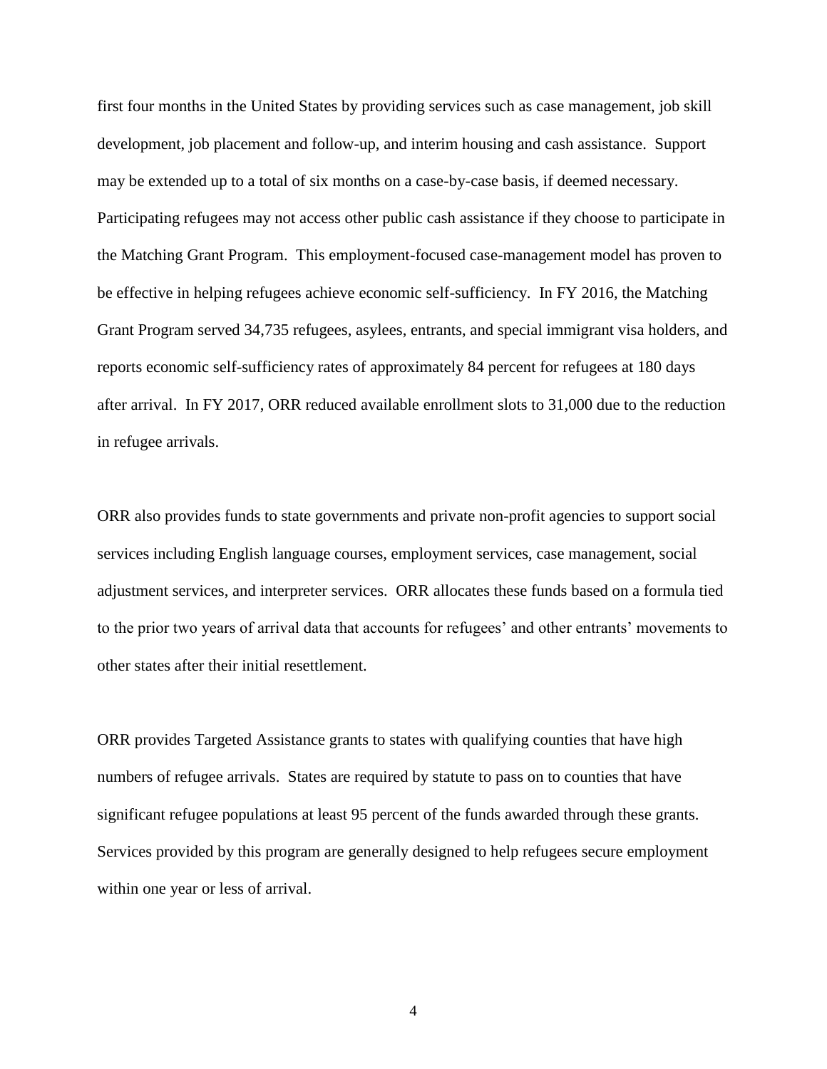first four months in the United States by providing services such as case management, job skill development, job placement and follow-up, and interim housing and cash assistance. Support may be extended up to a total of six months on a case-by-case basis, if deemed necessary. Participating refugees may not access other public cash assistance if they choose to participate in the Matching Grant Program. This employment-focused case-management model has proven to be effective in helping refugees achieve economic self-sufficiency. In FY 2016, the Matching Grant Program served 34,735 refugees, asylees, entrants, and special immigrant visa holders, and reports economic self-sufficiency rates of approximately 84 percent for refugees at 180 days after arrival. In FY 2017, ORR reduced available enrollment slots to 31,000 due to the reduction in refugee arrivals.

ORR also provides funds to state governments and private non-profit agencies to support social services including English language courses, employment services, case management, social adjustment services, and interpreter services. ORR allocates these funds based on a formula tied to the prior two years of arrival data that accounts for refugees' and other entrants' movements to other states after their initial resettlement.

ORR provides Targeted Assistance grants to states with qualifying counties that have high numbers of refugee arrivals. States are required by statute to pass on to counties that have significant refugee populations at least 95 percent of the funds awarded through these grants. Services provided by this program are generally designed to help refugees secure employment within one year or less of arrival.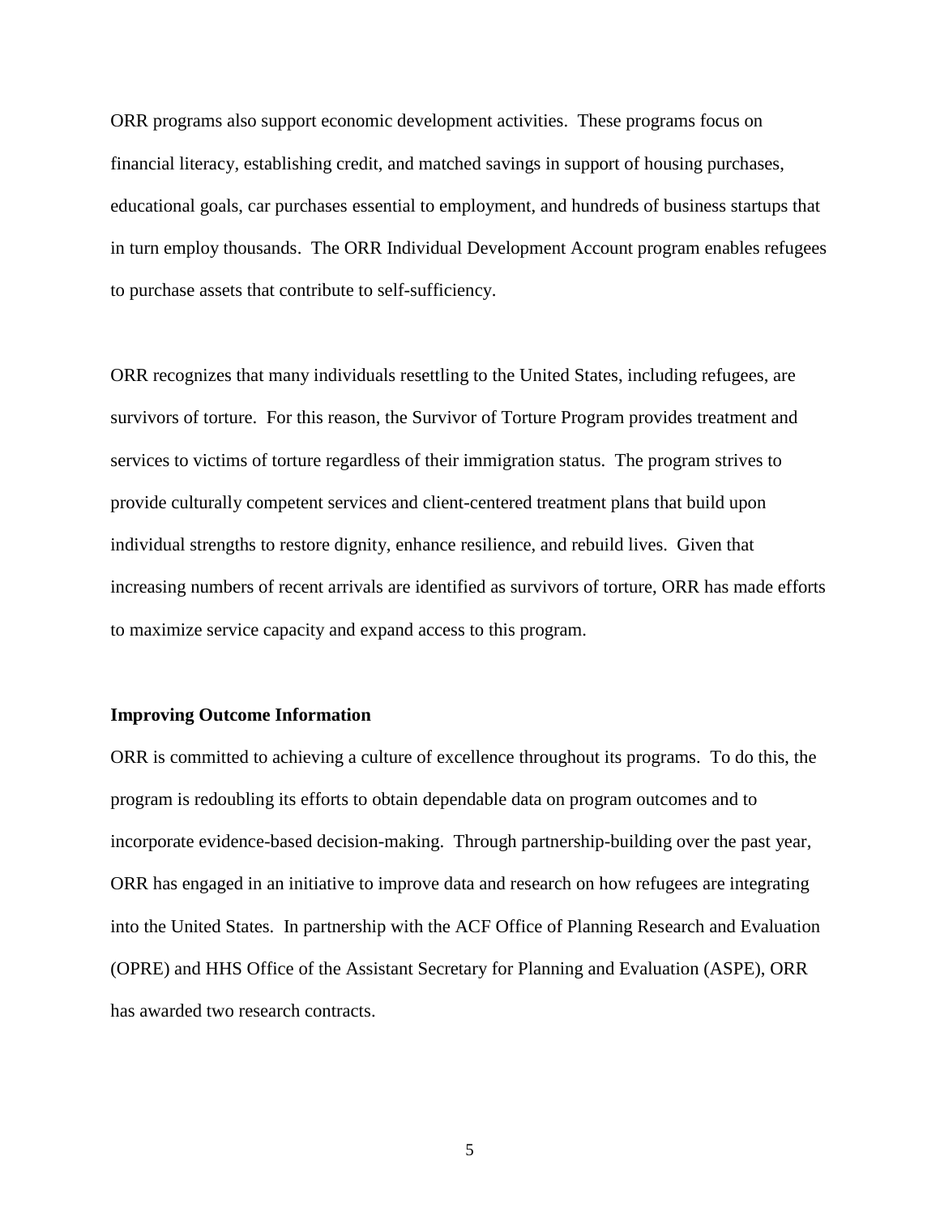ORR programs also support economic development activities. These programs focus on financial literacy, establishing credit, and matched savings in support of housing purchases, educational goals, car purchases essential to employment, and hundreds of business startups that in turn employ thousands. The ORR Individual Development Account program enables refugees to purchase assets that contribute to self-sufficiency.

ORR recognizes that many individuals resettling to the United States, including refugees, are survivors of torture. For this reason, the Survivor of Torture Program provides treatment and services to victims of torture regardless of their immigration status. The program strives to provide culturally competent services and client-centered treatment plans that build upon individual strengths to restore dignity, enhance resilience, and rebuild lives. Given that increasing numbers of recent arrivals are identified as survivors of torture, ORR has made efforts to maximize service capacity and expand access to this program.

**Improving Outcome Information**

ORR is committed to achieving a culture of excellence throughout its programs. To do this, the program is redoubling its efforts to obtain dependable data on program outcomes and to incorporate evidence-based decision-making. Through partnership-building over the past year, ORR has engaged in an initiative to improve data and research on how refugees are integrating into the United States. In partnership with the ACF Office of Planning Research and Evaluation (OPRE) and HHS Office of the Assistant Secretary for Planning and Evaluation (ASPE), ORR has awarded two research contracts.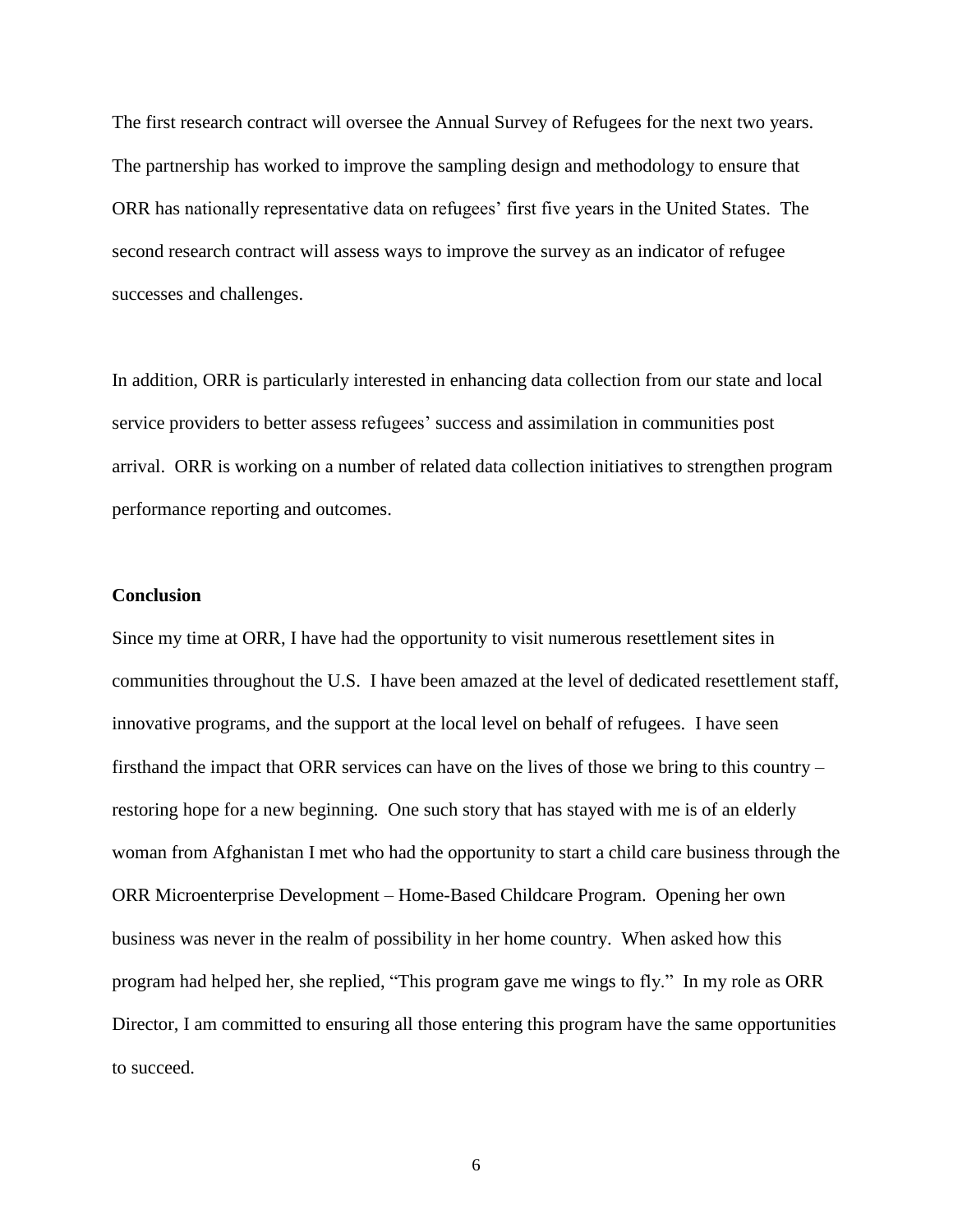The first research contract will oversee the Annual Survey of Refugees for the next two years. The partnership has worked to improve the sampling design and methodology to ensure that ORR has nationally representative data on refugees' first five years in the United States. The second research contract will assess ways to improve the survey as an indicator of refugee successes and challenges.

In addition, ORR is particularly interested in enhancing data collection from our state and local service providers to better assess refugees' success and assimilation in communities post arrival. ORR is working on a number of related data collection initiatives to strengthen program performance reporting and outcomes.

**Conclusion**

Since my time at ORR, I have had the opportunity to visit numerous resettlement sites in communities throughout the U.S. I have been amazed at the level of dedicated resettlement staff, innovative programs, and the support at the local level on behalf of refugees. I have seen firsthand the impact that ORR services can have on the lives of those we bring to this country – restoring hope for a new beginning. One such story that has stayed with me is of an elderly woman from Afghanistan I met who had the opportunity to start a child care business through the ORR Microenterprise Development – Home-Based Childcare Program. Opening her own business was never in the realm of possibility in her home country. When asked how this program had helped her, she replied, "This program gave me wings to fly." In my role as ORR Director, I am committed to ensuring all those entering this program have the same opportunities to succeed.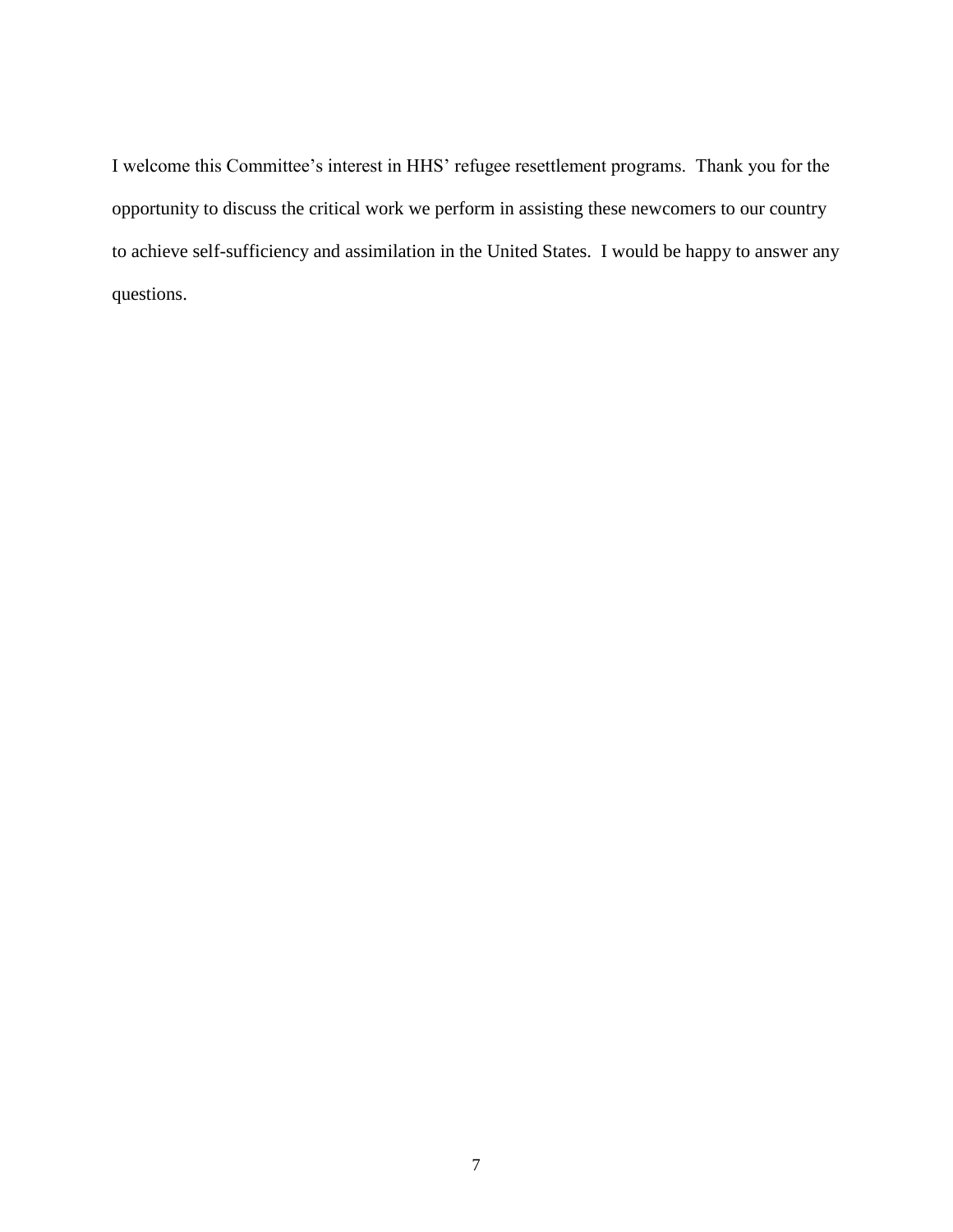I welcome this Committee's interest in HHS' refugee resettlement programs. Thank you for the opportunity to discuss the critical work we perform in assisting these newcomers to our country to achieve self-sufficiency and assimilation in the United States. I would be happy to answer any questions.